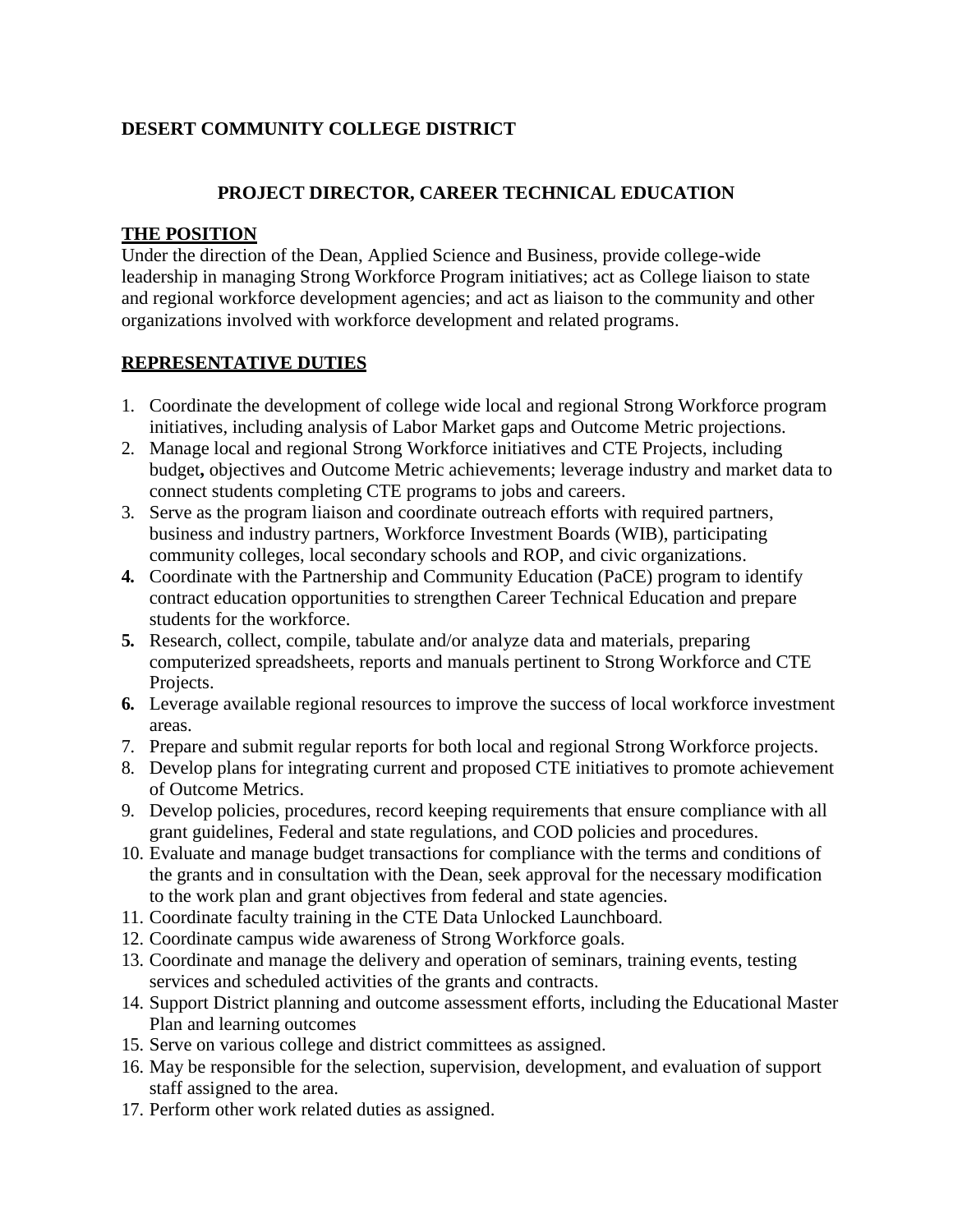## DESERT COMMUNITY COLLEGE DISTRICT

### PROJECT DIRECTOR, CAREER TECHNICAL EDUCATION

**THE POSITION**

Under the direction of the Dean, Applied Science and Business, provide college-wide leadership in managing Strong Workforce Program initiatives; act as College liaison to state and regional workforce development agencies; and act as liaison to the community and other organizations involved with workforce development and related programs.

**REPRESENTATIVE DUTIES**

1. Coordinate the development of college wide local and regional Strong Workforce program initiatives, including analysis of Labor Market gaps and Outcome Metric projections.
2. Manage local and regional Strong Workforce initiatives and CTE Projects, including budget**,** objectives and Outcome Metric achievements; leverage industry and market data to connect students completing CTE programs to jobs and careers.
3. Serve as the program liaison and coordinate outreach efforts with required partners, business and industry partners, Workforce Investment Boards (WIB), participating community colleges, local secondary schools and ROP, and civic organizations.
4. Coordinate with the Partnership and Community Education (PaCE) program to identify contract education opportunities to strengthen Career Technical Education and prepare students for the workforce.
5. Research, collect, compile, tabulate and/or analyze data and materials, preparing computerized spreadsheets, reports and manuals pertinent to Strong Workforce and CTE Projects.
6. Leverage available regional resources to improve the success of local workforce investment areas.
7. Prepare and submit regular reports for both local and regional Strong Workforce projects.
8. Develop plans for integrating current and proposed CTE initiatives to promote achievement of Outcome Metrics.
9. Develop policies, procedures, record keeping requirements that ensure compliance with all grant guidelines, Federal and state regulations, and COD policies and procedures.
10. Evaluate and manage budget transactions for compliance with the terms and conditions of the grants and in consultation with the Dean, seek approval for the necessary modification to the work plan and grant objectives from federal and state agencies.
11. Coordinate faculty training in the CTE Data Unlocked Launchboard.
12. Coordinate campus wide awareness of Strong Workforce goals.
13. Coordinate and manage the delivery and operation of seminars, training events, testing services and scheduled activities of the grants and contracts.
14. Support District planning and outcome assessment efforts, including the Educational Master Plan and learning outcomes
15. Serve on various college and district committees as assigned.
16. May be responsible for the selection, supervision, development, and evaluation of support staff assigned to the area.
17. Perform other work related duties as assigned.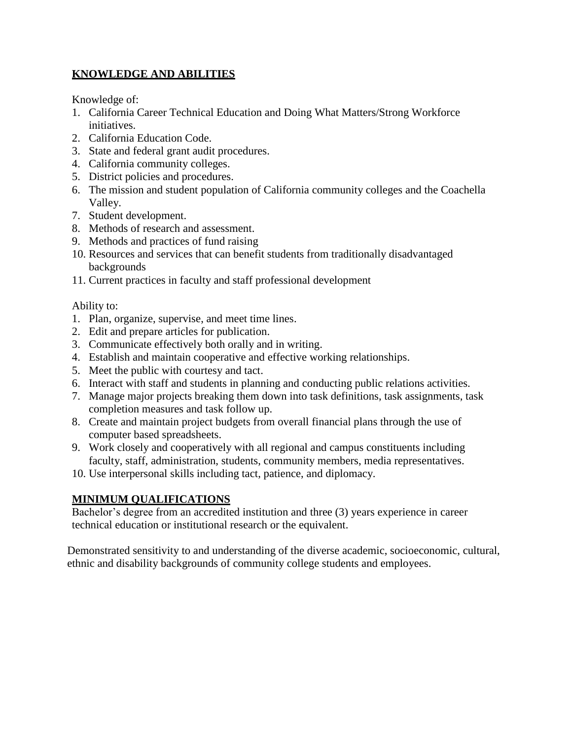## KNOWLEDGE AND ABILITIES

Knowledge of:

1. California Career Technical Education and Doing What Matters/Strong Workforce initiatives.
2. California Education Code.
3. State and federal grant audit procedures.
4. California community colleges.
5. District policies and procedures.
6. The mission and student population of California community colleges and the Coachella Valley.
7. Student development.
8. Methods of research and assessment.
9. Methods and practices of fund raising
10. Resources and services that can benefit students from traditionally disadvantaged backgrounds
11. Current practices in faculty and staff professional development

Ability to:

1. Plan, organize, supervise, and meet time lines.
2. Edit and prepare articles for publication.
3. Communicate effectively both orally and in writing.
4. Establish and maintain cooperative and effective working relationships.
5. Meet the public with courtesy and tact.
6. Interact with staff and students in planning and conducting public relations activities.
7. Manage major projects breaking them down into task definitions, task assignments, task completion measures and task follow up.
8. Create and maintain project budgets from overall financial plans through the use of computer based spreadsheets.
9. Work closely and cooperatively with all regional and campus constituents including faculty, staff, administration, students, community members, media representatives.
10. Use interpersonal skills including tact, patience, and diplomacy.

## MINIMUM QUALIFICATIONS

Bachelor's degree from an accredited institution and three (3) years experience in career technical education or institutional research or the equivalent.

Demonstrated sensitivity to and understanding of the diverse academic, socioeconomic, cultural, ethnic and disability backgrounds of community college students and employees.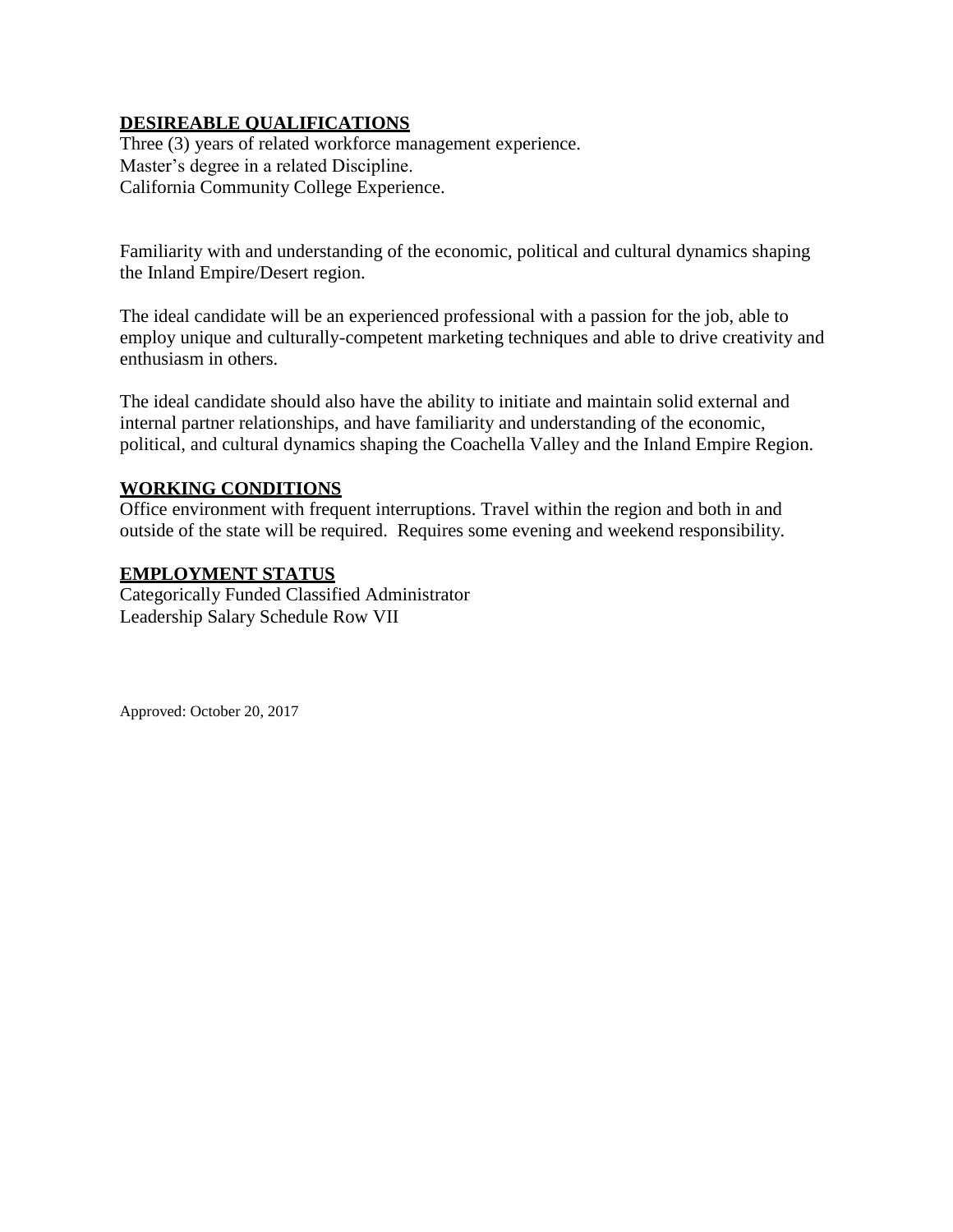## DESIREABLE QUALIFICATIONS

Three (3) years of related workforce management experience.
Master's degree in a related Discipline.
California Community College Experience.

Familiarity with and understanding of the economic, political and cultural dynamics shaping the Inland Empire/Desert region.

The ideal candidate will be an experienced professional with a passion for the job, able to employ unique and culturally-competent marketing techniques and able to drive creativity and enthusiasm in others.

The ideal candidate should also have the ability to initiate and maintain solid external and internal partner relationships, and have familiarity and understanding of the economic, political, and cultural dynamics shaping the Coachella Valley and the Inland Empire Region.

## WORKING CONDITIONS

Office environment with frequent interruptions. Travel within the region and both in and outside of the state will be required. Requires some evening and weekend responsibility.

## EMPLOYMENT STATUS

Categorically Funded Classified Administrator
Leadership Salary Schedule Row VII

Approved: October 20, 2017